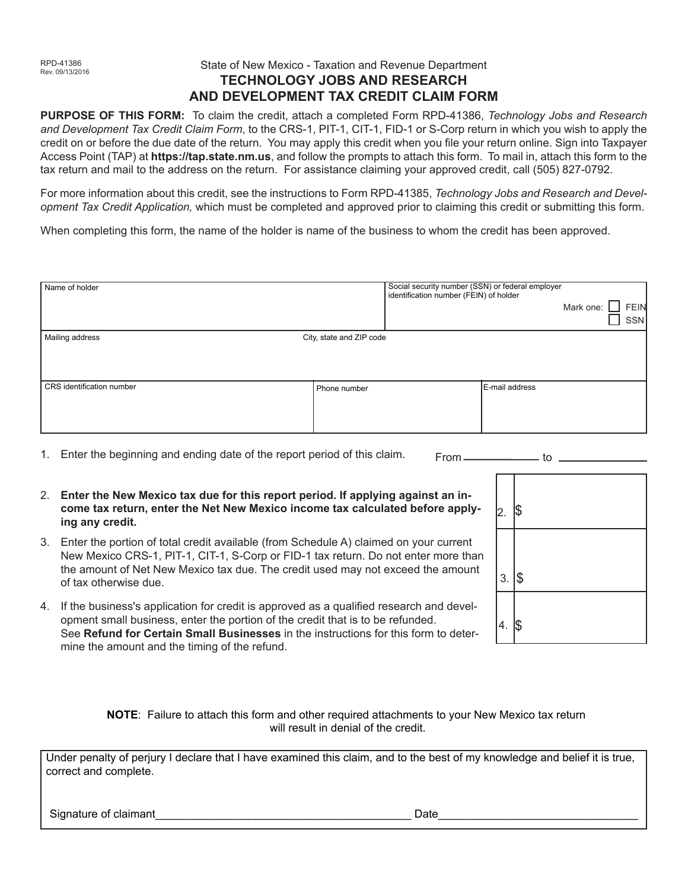RPD-41386
Rev. 09/13/2016

State of New Mexico - Taxation and Revenue Department

# TECHNOLOGY JOBS AND RESEARCH AND DEVELOPMENT TAX CREDIT CLAIM FORM

**PURPOSE OF THIS FORM:** To claim the credit, attach a completed Form RPD-41386, *Technology Jobs and Research and Development Tax Credit Claim Form*, to the CRS-1, PIT-1, CIT-1, FID-1 or S-Corp return in which you wish to apply the credit on or before the due date of the return. You may apply this credit when you file your return online. Sign into Taxpayer Access Point (TAP) at **https://tap.state.nm.us**, and follow the prompts to attach this form. To mail in, attach this form to the tax return and mail to the address on the return. For assistance claiming your approved credit, call (505) 827-0792.

For more information about this credit, see the instructions to Form RPD-41385, *Technology Jobs and Research and Development Tax Credit Application,* which must be completed and approved prior to claiming this credit or submitting this form.

When completing this form, the name of the holder is name of the business to whom the credit has been approved.

| Name of holder | | Social security number (SSN) or federal employer identification number (FEIN) of holder<br>Mark one: ☐ FEIN ☐ SSN |
|---|---|---|
| Mailing address | City, state and ZIP code | |
| CRS identification number | Phone number | E-mail address |

1. Enter the beginning and ending date of the report period of this claim. From ________ to ________

| | |
|---|---|
| 2. **Enter the New Mexico tax due for this report period. If applying against an income tax return, enter the Net New Mexico income tax calculated before applying any credit.** | 2. $ |
| 3. Enter the portion of total credit available (from Schedule A) claimed on your current New Mexico CRS-1, PIT-1, CIT-1, S-Corp or FID-1 tax return. Do not enter more than the amount of Net New Mexico tax due. The credit used may not exceed the amount of tax otherwise due. | 3. $ |
| 4. If the business's application for credit is approved as a qualified research and development small business, enter the portion of the credit that is to be refunded. See **Refund for Certain Small Businesses** in the instructions for this form to determine the amount and the timing of the refund. | 4. $ |

**NOTE**: Failure to attach this form and other required attachments to your New Mexico tax return will result in denial of the credit.

Under penalty of perjury I declare that I have examined this claim, and to the best of my knowledge and belief it is true, correct and complete.

Signature of claimant________________________________________ Date______________________________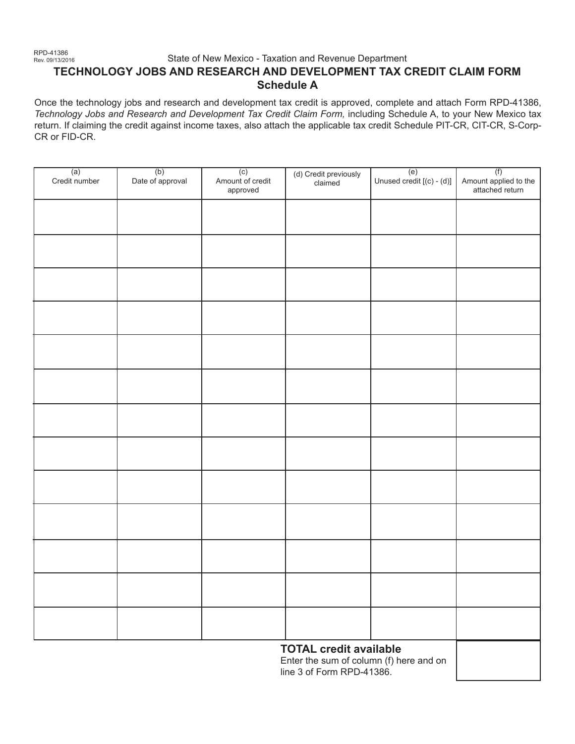RPD-41386
Rev. 09/13/2016

State of New Mexico - Taxation and Revenue Department

# TECHNOLOGY JOBS AND RESEARCH AND DEVELOPMENT TAX CREDIT CLAIM FORM
## Schedule A

Once the technology jobs and research and development tax credit is approved, complete and attach Form RPD-41386, *Technology Jobs and Research and Development Tax Credit Claim Form,* including Schedule A, to your New Mexico tax return. If claiming the credit against income taxes, also attach the applicable tax credit Schedule PIT-CR, CIT-CR, S-Corp-CR or FID-CR.

| (a) Credit number | (b) Date of approval | (c) Amount of credit approved | (d) Credit previously claimed | (e) Unused credit [(c) - (d)] | (f) Amount applied to the attached return |
|---|---|---|---|---|---|
| | | | | | |
| | | | | | |
| | | | | | |
| | | | | | |
| | | | | | |
| | | | | | |
| | | | | | |
| | | | | | |
| | | | | | |
| | | | | | |
| | | | | | |
| | | | | | |
| | | | | | |
| | | | **TOTAL credit available** Enter the sum of column (f) here and on line 3 of Form RPD-41386. | |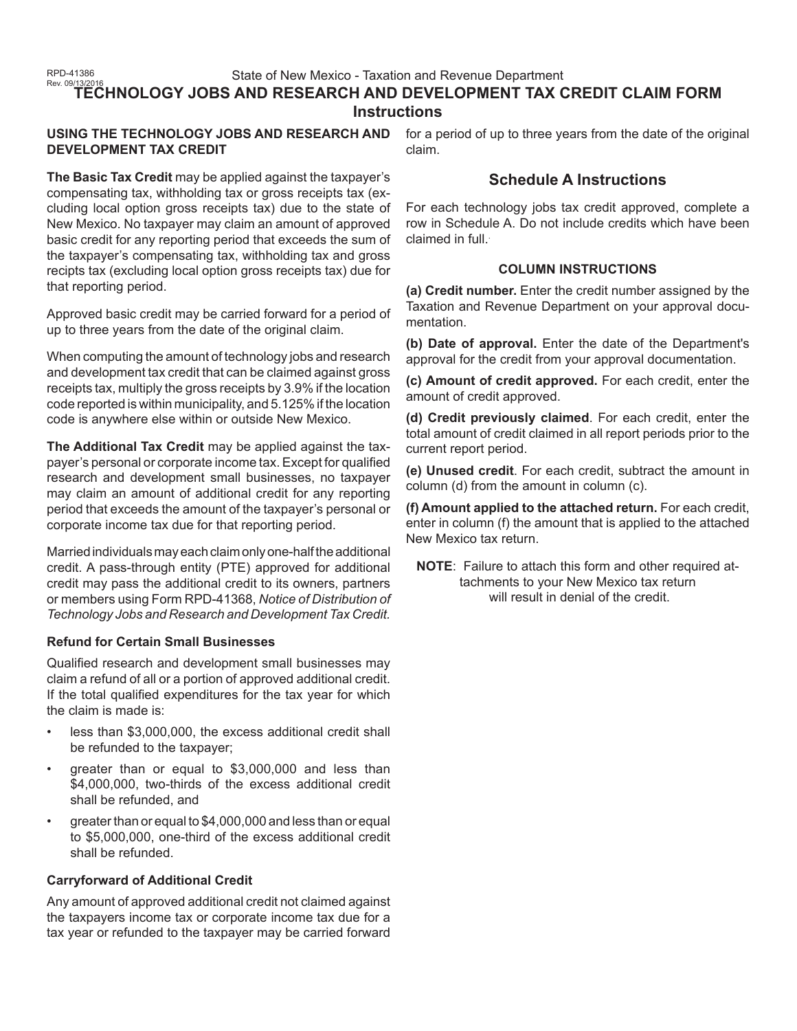RPD-41386
Rev. 09/13/2016

State of New Mexico - Taxation and Revenue Department

# TECHNOLOGY JOBS AND RESEARCH AND DEVELOPMENT TAX CREDIT CLAIM FORM

## Instructions

### USING THE TECHNOLOGY JOBS AND RESEARCH AND DEVELOPMENT TAX CREDIT

**The Basic Tax Credit** may be applied against the taxpayer's compensating tax, withholding tax or gross receipts tax (excluding local option gross receipts tax) due to the state of New Mexico. No taxpayer may claim an amount of approved basic credit for any reporting period that exceeds the sum of the taxpayer's compensating tax, withholding tax and gross recipts tax (excluding local option gross receipts tax) due for that reporting period.

Approved basic credit may be carried forward for a period of up to three years from the date of the original claim.

When computing the amount of technology jobs and research and development tax credit that can be claimed against gross receipts tax, multiply the gross receipts by 3.9% if the location code reported is within municipality, and 5.125% if the location code is anywhere else within or outside New Mexico.

**The Additional Tax Credit** may be applied against the taxpayer's personal or corporate income tax. Except for qualified research and development small businesses, no taxpayer may claim an amount of additional credit for any reporting period that exceeds the amount of the taxpayer's personal or corporate income tax due for that reporting period.

Married individuals may each claim only one-half the additional credit. A pass-through entity (PTE) approved for additional credit may pass the additional credit to its owners, partners or members using Form RPD-41368, *Notice of Distribution of Technology Jobs and Research and Development Tax Credit*.

### Refund for Certain Small Businesses

Qualified research and development small businesses may claim a refund of all or a portion of approved additional credit. If the total qualified expenditures for the tax year for which the claim is made is:

- less than $3,000,000, the excess additional credit shall be refunded to the taxpayer;
- greater than or equal to $3,000,000 and less than $4,000,000, two-thirds of the excess additional credit shall be refunded, and
- greater than or equal to $4,000,000 and less than or equal to $5,000,000, one-third of the excess additional credit shall be refunded.

### Carryforward of Additional Credit

Any amount of approved additional credit not claimed against the taxpayers income tax or corporate income tax due for a tax year or refunded to the taxpayer may be carried forward for a period of up to three years from the date of the original claim.

## Schedule A Instructions

For each technology jobs tax credit approved, complete a row in Schedule A. Do not include credits which have been claimed in full.

### COLUMN INSTRUCTIONS

**(a) Credit number.** Enter the credit number assigned by the Taxation and Revenue Department on your approval documentation.

**(b) Date of approval.** Enter the date of the Department's approval for the credit from your approval documentation.

**(c) Amount of credit approved.** For each credit, enter the amount of credit approved.

**(d) Credit previously claimed**. For each credit, enter the total amount of credit claimed in all report periods prior to the current report period.

**(e) Unused credit**. For each credit, subtract the amount in column (d) from the amount in column (c).

**(f) Amount applied to the attached return.** For each credit, enter in column (f) the amount that is applied to the attached New Mexico tax return.

**NOTE**: Failure to attach this form and other required attachments to your New Mexico tax return will result in denial of the credit.